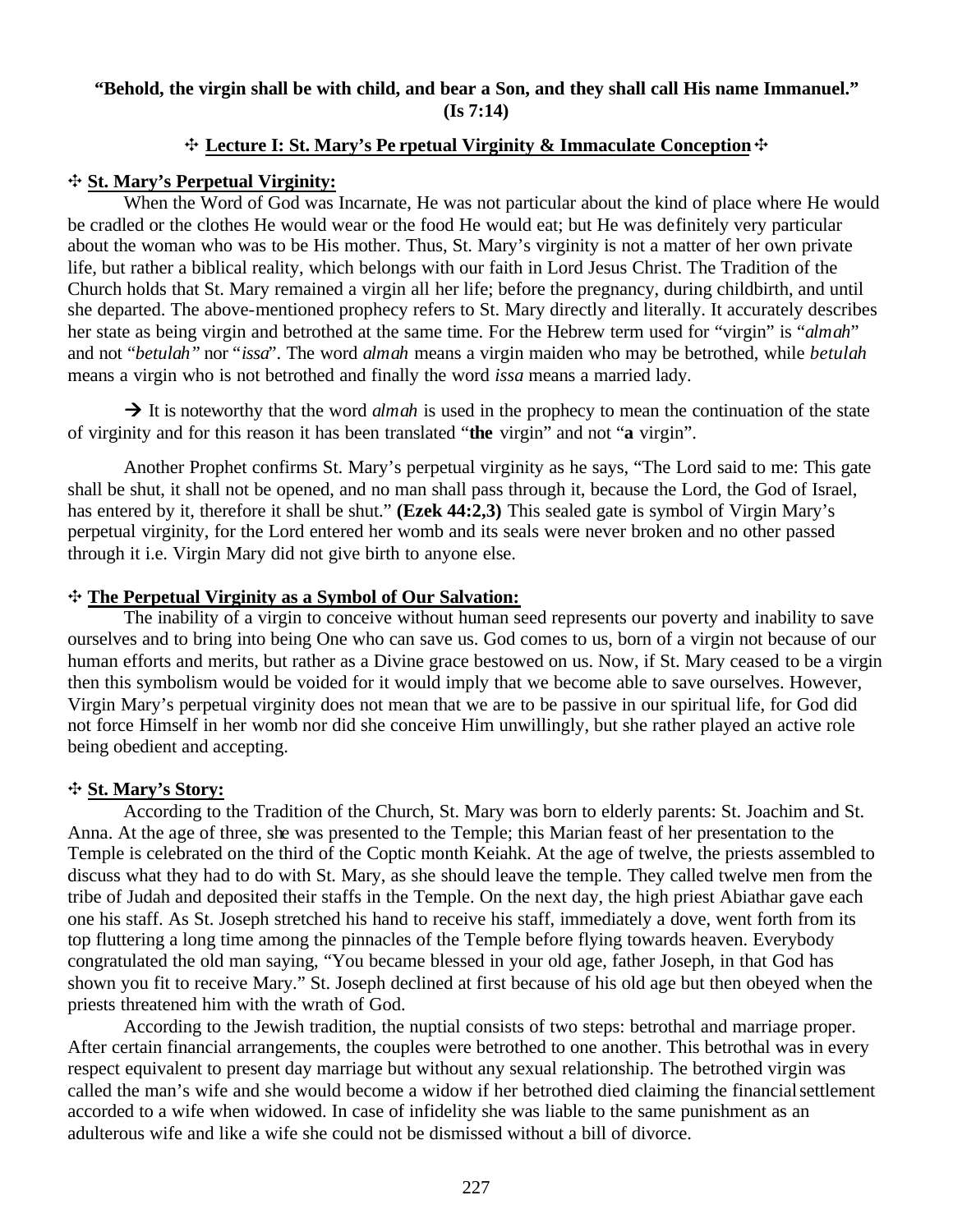**"Behold, the virgin shall be with child, and bear a Son, and they shall call His name Immanuel." (Is 7:14)**

## ✣ Lecture I: St. Mary's Perpetual Virginity & Immaculate Conception ✣

### ✣ St. Mary's Perpetual Virginity:

When the Word of God was Incarnate, He was not particular about the kind of place where He would be cradled or the clothes He would wear or the food He would eat; but He was definitely very particular about the woman who was to be His mother. Thus, St. Mary's virginity is not a matter of her own private life, but rather a biblical reality, which belongs with our faith in Lord Jesus Christ. The Tradition of the Church holds that St. Mary remained a virgin all her life; before the pregnancy, during childbirth, and until she departed. The above-mentioned prophecy refers to St. Mary directly and literally. It accurately describes her state as being virgin and betrothed at the same time. For the Hebrew term used for "virgin" is "*almah*" and not "*betulah"* nor "*issa*". The word *almah* means a virgin maiden who may be betrothed, while *betulah* means a virgin who is not betrothed and finally the word *issa* means a married lady.

→ It is noteworthy that the word *almah* is used in the prophecy to mean the continuation of the state of virginity and for this reason it has been translated "**the** virgin" and not "**a** virgin".

Another Prophet confirms St. Mary's perpetual virginity as he says, "The Lord said to me: This gate shall be shut, it shall not be opened, and no man shall pass through it, because the Lord, the God of Israel, has entered by it, therefore it shall be shut." **(Ezek 44:2,3)** This sealed gate is symbol of Virgin Mary's perpetual virginity, for the Lord entered her womb and its seals were never broken and no other passed through it i.e. Virgin Mary did not give birth to anyone else.

### ✣ The Perpetual Virginity as a Symbol of Our Salvation:

The inability of a virgin to conceive without human seed represents our poverty and inability to save ourselves and to bring into being One who can save us. God comes to us, born of a virgin not because of our human efforts and merits, but rather as a Divine grace bestowed on us. Now, if St. Mary ceased to be a virgin then this symbolism would be voided for it would imply that we become able to save ourselves. However, Virgin Mary's perpetual virginity does not mean that we are to be passive in our spiritual life, for God did not force Himself in her womb nor did she conceive Him unwillingly, but she rather played an active role being obedient and accepting.

### ✣ St. Mary's Story:

According to the Tradition of the Church, St. Mary was born to elderly parents: St. Joachim and St. Anna. At the age of three, she was presented to the Temple; this Marian feast of her presentation to the Temple is celebrated on the third of the Coptic month Keiahk. At the age of twelve, the priests assembled to discuss what they had to do with St. Mary, as she should leave the temple. They called twelve men from the tribe of Judah and deposited their staffs in the Temple. On the next day, the high priest Abiathar gave each one his staff. As St. Joseph stretched his hand to receive his staff, immediately a dove, went forth from its top fluttering a long time among the pinnacles of the Temple before flying towards heaven. Everybody congratulated the old man saying, "You became blessed in your old age, father Joseph, in that God has shown you fit to receive Mary." St. Joseph declined at first because of his old age but then obeyed when the priests threatened him with the wrath of God.

According to the Jewish tradition, the nuptial consists of two steps: betrothal and marriage proper. After certain financial arrangements, the couples were betrothed to one another. This betrothal was in every respect equivalent to present day marriage but without any sexual relationship. The betrothed virgin was called the man's wife and she would become a widow if her betrothed died claiming the financial settlement accorded to a wife when widowed. In case of infidelity she was liable to the same punishment as an adulterous wife and like a wife she could not be dismissed without a bill of divorce.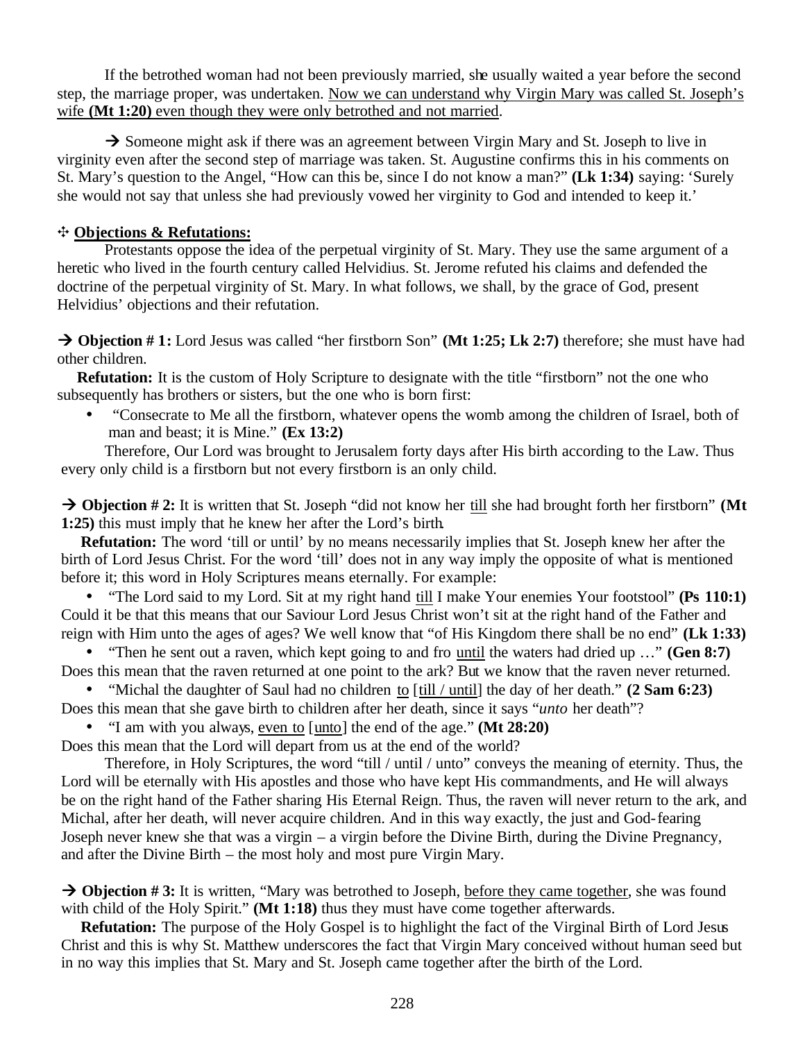If the betrothed woman had not been previously married, she usually waited a year before the second step, the marriage proper, was undertaken. <u>Now we can understand why Virgin Mary was called St. Joseph's wife **(Mt 1:20)** even though they were only betrothed and not married</u>.

→ Someone might ask if there was an agreement between Virgin Mary and St. Joseph to live in virginity even after the second step of marriage was taken. St. Augustine confirms this in his comments on St. Mary's question to the Angel, "How can this be, since I do not know a man?" **(Lk 1:34)** saying: 'Surely she would not say that unless she had previously vowed her virginity to God and intended to keep it.'

✣ **<u>Objections & Refutations:</u>**

Protestants oppose the idea of the perpetual virginity of St. Mary. They use the same argument of a heretic who lived in the fourth century called Helvidius. St. Jerome refuted his claims and defended the doctrine of the perpetual virginity of St. Mary. In what follows, we shall, by the grace of God, present Helvidius' objections and their refutation.

→ **Objection # 1:** Lord Jesus was called "her firstborn Son" **(Mt 1:25; Lk 2:7)** therefore; she must have had other children.

**Refutation:** It is the custom of Holy Scripture to designate with the title "firstborn" not the one who subsequently has brothers or sisters, but the one who is born first:

- "Consecrate to Me all the firstborn, whatever opens the womb among the children of Israel, both of man and beast; it is Mine." **(Ex 13:2)**

Therefore, Our Lord was brought to Jerusalem forty days after His birth according to the Law. Thus every only child is a firstborn but not every firstborn is an only child.

→ **Objection # 2:** It is written that St. Joseph "did not know her <u>till</u> she had brought forth her firstborn" **(Mt 1:25)** this must imply that he knew her after the Lord's birth.

**Refutation:** The word 'till or until' by no means necessarily implies that St. Joseph knew her after the birth of Lord Jesus Christ. For the word 'till' does not in any way imply the opposite of what is mentioned before it; this word in Holy Scriptures means eternally. For example:

- "The Lord said to my Lord. Sit at my right hand <u>till</u> I make Your enemies Your footstool" **(Ps 110:1)** Could it be that this means that our Saviour Lord Jesus Christ won't sit at the right hand of the Father and reign with Him unto the ages of ages? We well know that "of His Kingdom there shall be no end" **(Lk 1:33)**
- "Then he sent out a raven, which kept going to and fro <u>until</u> the waters had dried up …" **(Gen 8:7)** Does this mean that the raven returned at one point to the ark? But we know that the raven never returned.
- "Michal the daughter of Saul had no children <u>to</u> [<u>till / until</u>] the day of her death." **(2 Sam 6:23)** Does this mean that she gave birth to children after her death, since it says "*unto* her death"?
- "I am with you always, <u>even to</u> [<u>unto</u>] the end of the age." **(Mt 28:20)** Does this mean that the Lord will depart from us at the end of the world?

Therefore, in Holy Scriptures, the word "till / until / unto" conveys the meaning of eternity. Thus, the Lord will be eternally with His apostles and those who have kept His commandments, and He will always be on the right hand of the Father sharing His Eternal Reign. Thus, the raven will never return to the ark, and Michal, after her death, will never acquire children. And in this way exactly, the just and God-fearing Joseph never knew she that was a virgin – a virgin before the Divine Birth, during the Divine Pregnancy, and after the Divine Birth – the most holy and most pure Virgin Mary.

→ **Objection # 3:** It is written, "Mary was betrothed to Joseph, <u>before they came together</u>, she was found with child of the Holy Spirit." **(Mt 1:18)** thus they must have come together afterwards.

**Refutation:** The purpose of the Holy Gospel is to highlight the fact of the Virginal Birth of Lord Jesus Christ and this is why St. Matthew underscores the fact that Virgin Mary conceived without human seed but in no way this implies that St. Mary and St. Joseph came together after the birth of the Lord.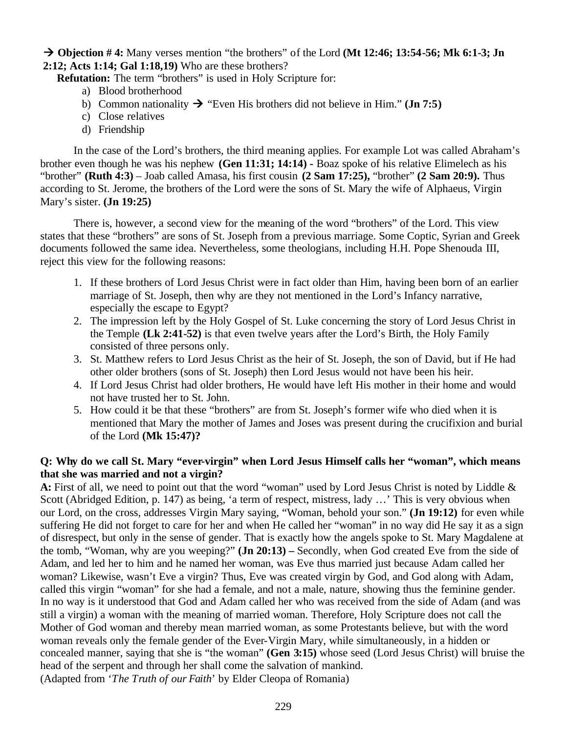→ **Objection # 4:** Many verses mention "the brothers" of the Lord **(Mt 12:46; 13:54-56; Mk 6:1-3; Jn 2:12; Acts 1:14; Gal 1:18,19)** Who are these brothers?

**Refutation:** The term "brothers" is used in Holy Scripture for:

a) Blood brotherhood
b) Common nationality → "Even His brothers did not believe in Him." **(Jn 7:5)**
c) Close relatives
d) Friendship

In the case of the Lord's brothers, the third meaning applies. For example Lot was called Abraham's brother even though he was his nephew **(Gen 11:31; 14:14) -** Boaz spoke of his relative Elimelech as his "brother" **(Ruth 4:3)** – Joab called Amasa, his first cousin **(2 Sam 17:25),** "brother" **(2 Sam 20:9).** Thus according to St. Jerome, the brothers of the Lord were the sons of St. Mary the wife of Alphaeus, Virgin Mary's sister. **(Jn 19:25)**

There is, however, a second view for the meaning of the word "brothers" of the Lord. This view states that these "brothers" are sons of St. Joseph from a previous marriage. Some Coptic, Syrian and Greek documents followed the same idea. Nevertheless, some theologians, including H.H. Pope Shenouda III, reject this view for the following reasons:

1. If these brothers of Lord Jesus Christ were in fact older than Him, having been born of an earlier marriage of St. Joseph, then why are they not mentioned in the Lord's Infancy narrative, especially the escape to Egypt?
2. The impression left by the Holy Gospel of St. Luke concerning the story of Lord Jesus Christ in the Temple **(Lk 2:41-52)** is that even twelve years after the Lord's Birth, the Holy Family consisted of three persons only.
3. St. Matthew refers to Lord Jesus Christ as the heir of St. Joseph, the son of David, but if He had other older brothers (sons of St. Joseph) then Lord Jesus would not have been his heir.
4. If Lord Jesus Christ had older brothers, He would have left His mother in their home and would not have trusted her to St. John.
5. How could it be that these "brothers" are from St. Joseph's former wife who died when it is mentioned that Mary the mother of James and Joses was present during the crucifixion and burial of the Lord **(Mk 15:47)?**

**Q: Why do we call St. Mary "ever-virgin" when Lord Jesus Himself calls her "woman", which means that she was married and not a virgin?**

**A:** First of all, we need to point out that the word "woman" used by Lord Jesus Christ is noted by Liddle & Scott (Abridged Edition, p. 147) as being, 'a term of respect, mistress, lady …' This is very obvious when our Lord, on the cross, addresses Virgin Mary saying, "Woman, behold your son." **(Jn 19:12)** for even while suffering He did not forget to care for her and when He called her "woman" in no way did He say it as a sign of disrespect, but only in the sense of gender. That is exactly how the angels spoke to St. Mary Magdalene at the tomb, "Woman, why are you weeping?" **(Jn 20:13) –** Secondly, when God created Eve from the side of Adam, and led her to him and he named her woman, was Eve thus married just because Adam called her woman? Likewise, wasn't Eve a virgin? Thus, Eve was created virgin by God, and God along with Adam, called this virgin "woman" for she had a female, and not a male, nature, showing thus the feminine gender. In no way is it understood that God and Adam called her who was received from the side of Adam (and was still a virgin) a woman with the meaning of married woman. Therefore, Holy Scripture does not call the Mother of God woman and thereby mean married woman, as some Protestants believe, but with the word woman reveals only the female gender of the Ever-Virgin Mary, while simultaneously, in a hidden or concealed manner, saying that she is "the woman" **(Gen 3:15)** whose seed (Lord Jesus Christ) will bruise the head of the serpent and through her shall come the salvation of mankind.

(Adapted from '*The Truth of our Faith*' by Elder Cleopa of Romania)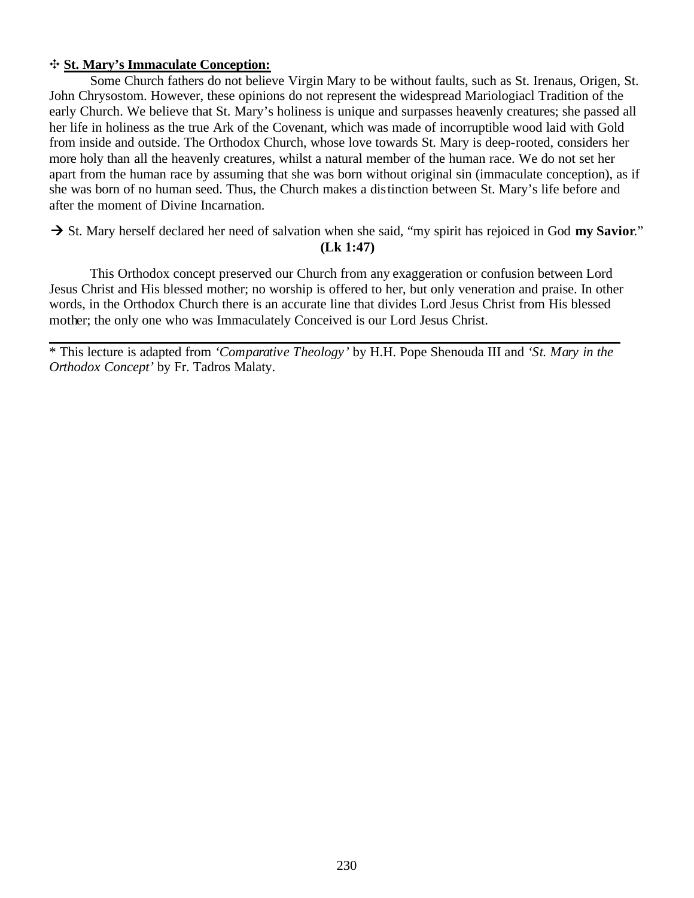✣ **St. Mary's Immaculate Conception:**

Some Church fathers do not believe Virgin Mary to be without faults, such as St. Irenaus, Origen, St. John Chrysostom. However, these opinions do not represent the widespread Mariologiacl Tradition of the early Church. We believe that St. Mary's holiness is unique and surpasses heavenly creatures; she passed all her life in holiness as the true Ark of the Covenant, which was made of incorruptible wood laid with Gold from inside and outside. The Orthodox Church, whose love towards St. Mary is deep-rooted, considers her more holy than all the heavenly creatures, whilst a natural member of the human race. We do not set her apart from the human race by assuming that she was born without original sin (immaculate conception), as if she was born of no human seed. Thus, the Church makes a distinction between St. Mary's life before and after the moment of Divine Incarnation.

→ St. Mary herself declared her need of salvation when she said, "my spirit has rejoiced in God **my Savior**." **(Lk 1:47)**

This Orthodox concept preserved our Church from any exaggeration or confusion between Lord Jesus Christ and His blessed mother; no worship is offered to her, but only veneration and praise. In other words, in the Orthodox Church there is an accurate line that divides Lord Jesus Christ from His blessed mother; the only one who was Immaculately Conceived is our Lord Jesus Christ.

---

* This lecture is adapted from *'Comparative Theology'* by H.H. Pope Shenouda III and *'St. Mary in the Orthodox Concept'* by Fr. Tadros Malaty.